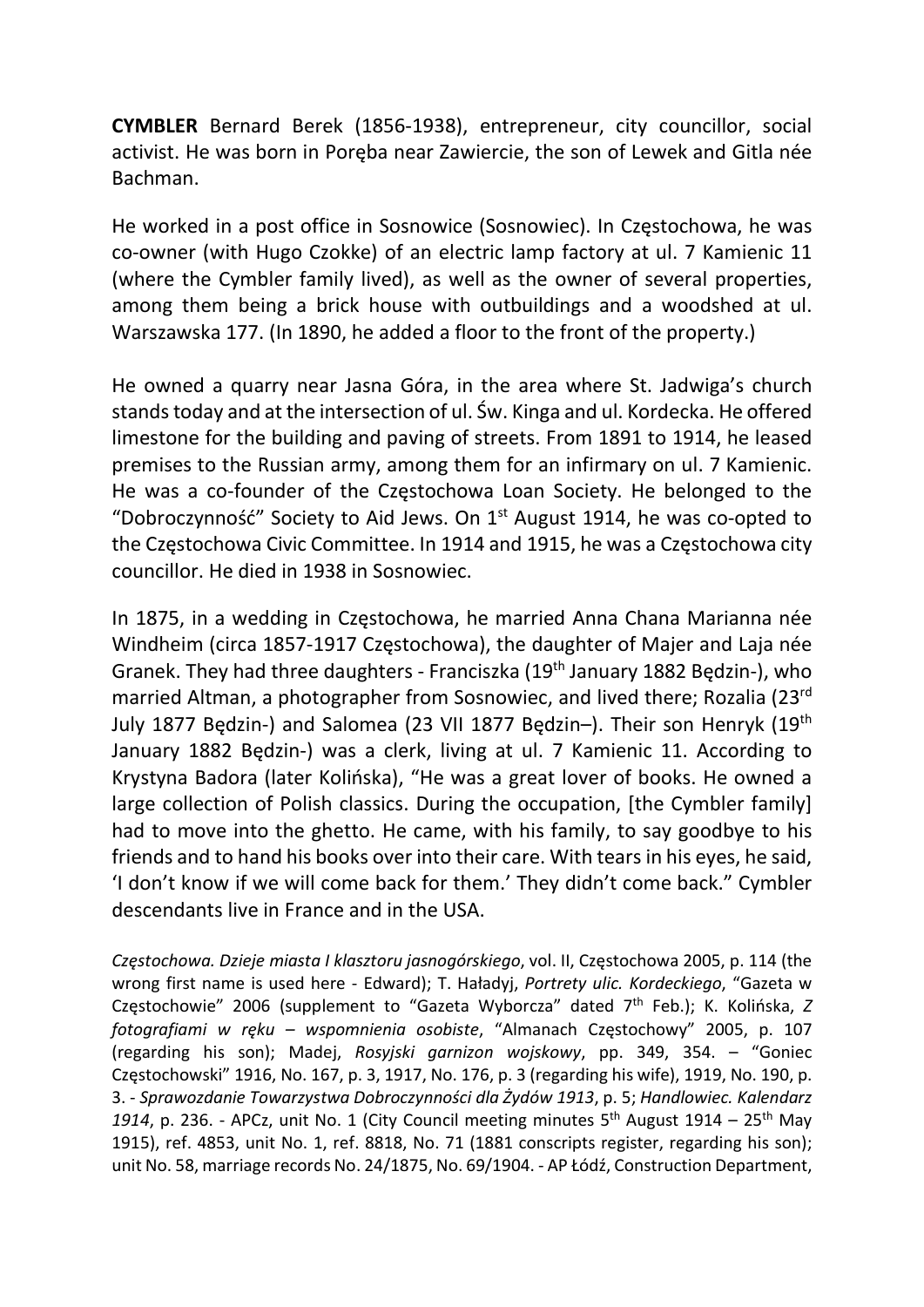**CYMBLER** Bernard Berek (1856-1938), entrepreneur, city councillor, social activist. He was born in Poręba near Zawiercie, the son of Lewek and Gitla née Bachman.

He worked in a post office in Sosnowice (Sosnowiec). In Częstochowa, he was co-owner (with Hugo Czokke) of an electric lamp factory at ul. 7 Kamienic 11 (where the Cymbler family lived), as well as the owner of several properties, among them being a brick house with outbuildings and a woodshed at ul. Warszawska 177. (In 1890, he added a floor to the front of the property.)

He owned a quarry near Jasna Góra, in the area where St. Jadwiga's church stands today and at the intersection of ul. Św. Kinga and ul. Kordecka. He offered limestone for the building and paving of streets. From 1891 to 1914, he leased premises to the Russian army, among them for an infirmary on ul. 7 Kamienic. He was a co-founder of the Częstochowa Loan Society. He belonged to the "Dobroczynność" Society to Aid Jews. On 1st August 1914, he was co-opted to the Częstochowa Civic Committee. In 1914 and 1915, he was a Częstochowa city councillor. He died in 1938 in Sosnowiec.

In 1875, in a wedding in Częstochowa, he married Anna Chana Marianna née Windheim (circa 1857-1917 Częstochowa), the daughter of Majer and Laja née Granek. They had three daughters - Franciszka (19th January 1882 Będzin-), who married Altman, a photographer from Sosnowiec, and lived there; Rozalia (23rd July 1877 Będzin-) and Salomea (23 VII 1877 Będzin–). Their son Henryk (19th January 1882 Będzin-) was a clerk, living at ul. 7 Kamienic 11. According to Krystyna Badora (later Kolińska), "He was a great lover of books. He owned a large collection of Polish classics. During the occupation, [the Cymbler family] had to move into the ghetto. He came, with his family, to say goodbye to his friends and to hand his books over into their care. With tears in his eyes, he said, 'I don't know if we will come back for them.' They didn't come back." Cymbler descendants live in France and in the USA.

*Częstochowa. Dzieje miasta I klasztoru jasnogórskiego*, vol. II, Częstochowa 2005, p. 114 (the wrong first name is used here - Edward); T. Haładyj, *Portrety ulic. Kordeckiego*, "Gazeta w Częstochowie" 2006 (supplement to "Gazeta Wyborcza" dated 7th Feb.); K. Kolińska, *Z fotografiami w ręku – wspomnienia osobiste*, "Almanach Częstochowy" 2005, p. 107 (regarding his son); Madej, *Rosyjski garnizon wojskowy*, pp. 349, 354. – "Goniec Częstochowski" 1916, No. 167, p. 3, 1917, No. 176, p. 3 (regarding his wife), 1919, No. 190, p. 3. - *Sprawozdanie Towarzystwa Dobroczynności dla Żydów 1913*, p. 5; *Handlowiec. Kalendarz 1914*, p. 236. - APCz, unit No. 1 (City Council meeting minutes 5th August 1914 – 25th May 1915), ref. 4853, unit No. 1, ref. 8818, No. 71 (1881 conscripts register, regarding his son); unit No. 58, marriage records No. 24/1875, No. 69/1904. - AP Łódź, Construction Department,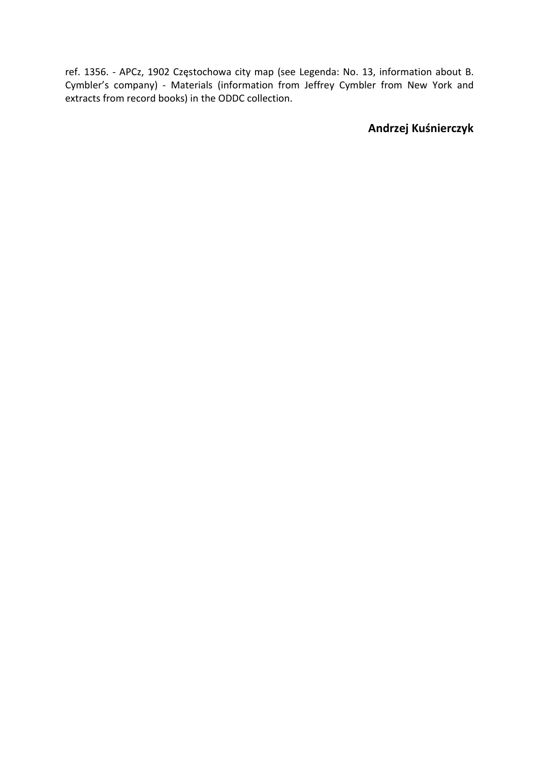ref. 1356. - APCz, 1902 Częstochowa city map (see Legenda: No. 13, information about B. Cymbler's company) - Materials (information from Jeffrey Cymbler from New York and extracts from record books) in the ODDC collection.

**Andrzej Kuśnierczyk**